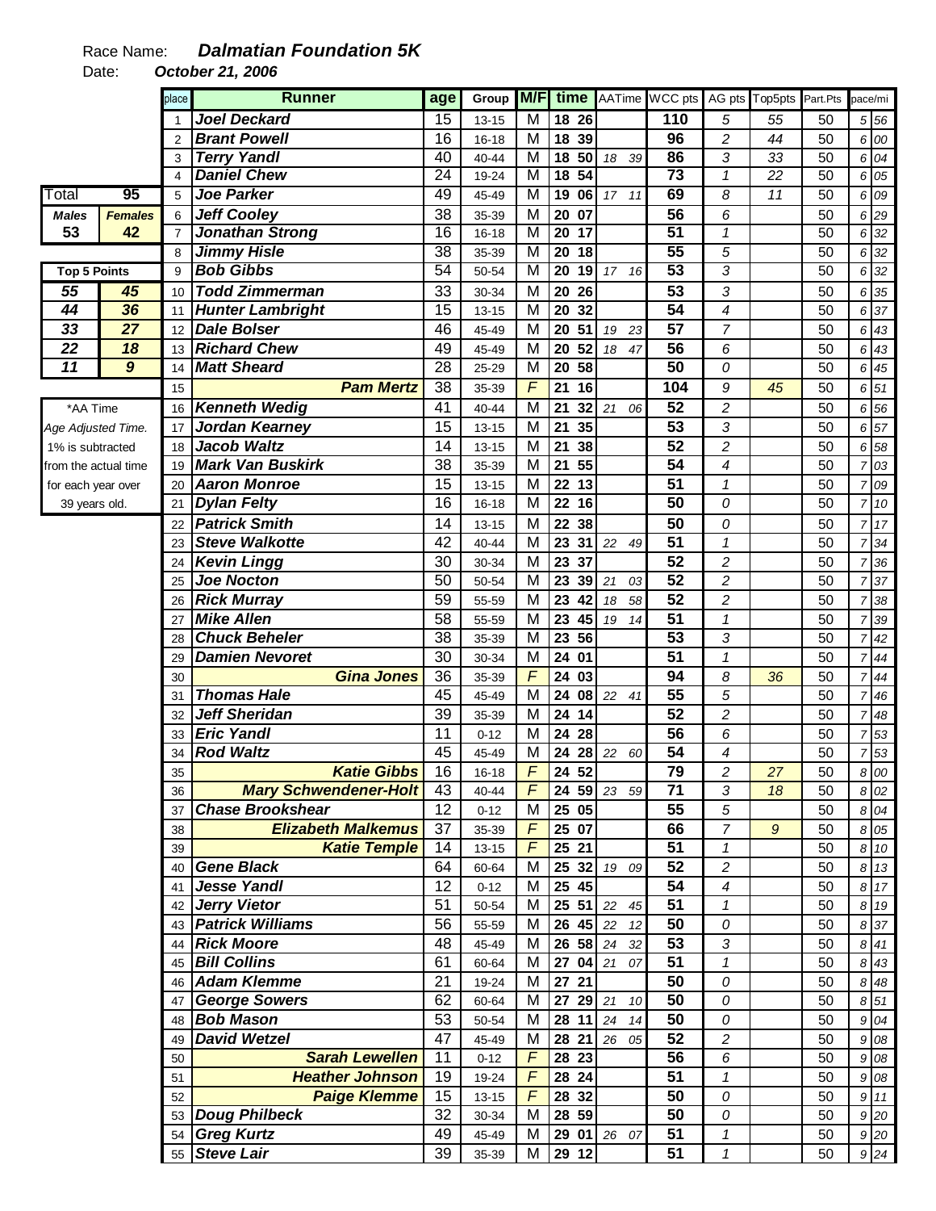Race Name: ***Dalmatian Foundation 5K***

Date: ***October 21, 2006***

| Total | 95 |
|---|---|
| ***Males*** | ***Females*** |
| **53** | **42** |

| Top 5 Points | |
|---|---|
| ***55*** | ***45*** |
| ***44*** | ***36*** |
| ***33*** | ***27*** |
| ***22*** | ***18*** |
| ***11*** | ***9*** |

*AA Time
*Age Adjusted Time.*
1% is subtracted from the actual time for each year over 39 years old.

| place | Runner | age | Group | M/F | time | AATime | WCC pts | AG pts | Top5pts | Part.Pts | pace/mi |
|---|---|---|---|---|---|---|---|---|---|---|---|
| 1 | ***Joel Deckard*** | 15 | 13-15 | M | **18 26** | | **110** | *5* | *55* | 50 | *5 56* |
| 2 | ***Brant Powell*** | 16 | 16-18 | M | **18 39** | | **96** | *2* | *44* | 50 | *6 00* |
| 3 | ***Terry Yandl*** | 40 | 40-44 | M | **18 50** | *18 39* | **86** | *3* | *33* | 50 | *6 04* |
| 4 | ***Daniel Chew*** | 24 | 19-24 | M | **18 54** | | **73** | *1* | *22* | 50 | *6 05* |
| 5 | ***Joe Parker*** | 49 | 45-49 | M | **19 06** | *17 11* | **69** | *8* | *11* | 50 | *6 09* |
| 6 | ***Jeff Cooley*** | 38 | 35-39 | M | **20 07** | | **56** | *6* | | 50 | *6 29* |
| 7 | ***Jonathan Strong*** | 16 | 16-18 | M | **20 17** | | **51** | *1* | | 50 | *6 32* |
| 8 | ***Jimmy Hisle*** | 38 | 35-39 | M | **20 18** | | **55** | *5* | | 50 | *6 32* |
| 9 | ***Bob Gibbs*** | 54 | 50-54 | M | **20 19** | *17 16* | **53** | *3* | | 50 | *6 32* |
| 10 | ***Todd Zimmerman*** | 33 | 30-34 | M | **20 26** | | **53** | *3* | | 50 | *6 35* |
| 11 | ***Hunter Lambright*** | 15 | 13-15 | M | **20 32** | | **54** | *4* | | 50 | *6 37* |
| 12 | ***Dale Bolser*** | 46 | 45-49 | M | **20 51** | *19 23* | **57** | *7* | | 50 | *6 43* |
| 13 | ***Richard Chew*** | 49 | 45-49 | M | **20 52** | *18 47* | **56** | *6* | | 50 | *6 43* |
| 14 | ***Matt Sheard*** | 28 | 25-29 | M | **20 58** | | **50** | *0* | | 50 | *6 45* |
| 15 | ***Pam Mertz*** | 38 | 35-39 | *F* | **21 16** | | **104** | *9* | *45* | 50 | *6 51* |
| 16 | ***Kenneth Wedig*** | 41 | 40-44 | M | **21 32** | *21 06* | **52** | *2* | | 50 | *6 56* |
| 17 | ***Jordan Kearney*** | 15 | 13-15 | M | **21 35** | | **53** | *3* | | 50 | *6 57* |
| 18 | ***Jacob Waltz*** | 14 | 13-15 | M | **21 38** | | **52** | *2* | | 50 | *6 58* |
| 19 | ***Mark Van Buskirk*** | 38 | 35-39 | M | **21 55** | | **54** | *4* | | 50 | *7 03* |
| 20 | ***Aaron Monroe*** | 15 | 13-15 | M | **22 13** | | **51** | *1* | | 50 | *7 09* |
| 21 | ***Dylan Felty*** | 16 | 16-18 | M | **22 16** | | **50** | *0* | | 50 | *7 10* |
| 22 | ***Patrick Smith*** | 14 | 13-15 | M | **22 38** | | **50** | *0* | | 50 | *7 17* |
| 23 | ***Steve Walkotte*** | 42 | 40-44 | M | **23 31** | *22 49* | **51** | *1* | | 50 | *7 34* |
| 24 | ***Kevin Lingg*** | 30 | 30-34 | M | **23 37** | | **52** | *2* | | 50 | *7 36* |
| 25 | ***Joe Nocton*** | 50 | 50-54 | M | **23 39** | *21 03* | **52** | *2* | | 50 | *7 37* |
| 26 | ***Rick Murray*** | 59 | 55-59 | M | **23 42** | *18 58* | **52** | *2* | | 50 | *7 38* |
| 27 | ***Mike Allen*** | 58 | 55-59 | M | **23 45** | *19 14* | **51** | *1* | | 50 | *7 39* |
| 28 | ***Chuck Beheler*** | 38 | 35-39 | M | **23 56** | | **53** | *3* | | 50 | *7 42* |
| 29 | ***Damien Nevoret*** | 30 | 30-34 | M | **24 01** | | **51** | *1* | | 50 | *7 44* |
| 30 | ***Gina Jones*** | 36 | 35-39 | *F* | **24 03** | | **94** | *8* | *36* | 50 | *7 44* |
| 31 | ***Thomas Hale*** | 45 | 45-49 | M | **24 08** | *22 41* | **55** | *5* | | 50 | *7 46* |
| 32 | ***Jeff Sheridan*** | 39 | 35-39 | M | **24 14** | | **52** | *2* | | 50 | *7 48* |
| 33 | ***Eric Yandl*** | 11 | 0-12 | M | **24 28** | | **56** | *6* | | 50 | *7 53* |
| 34 | ***Rod Waltz*** | 45 | 45-49 | M | **24 28** | *22 60* | **54** | *4* | | 50 | *7 53* |
| 35 | ***Katie Gibbs*** | 16 | 16-18 | *F* | **24 52** | | **79** | *2* | *27* | 50 | *8 00* |
| 36 | ***Mary Schwendener-Holt*** | 43 | 40-44 | *F* | **24 59** | *23 59* | **71** | *3* | *18* | 50 | *8 02* |
| 37 | ***Chase Brookshear*** | 12 | 0-12 | M | **25 05** | | **55** | *5* | | 50 | *8 04* |
| 38 | ***Elizabeth Malkemus*** | 37 | 35-39 | *F* | **25 07** | | **66** | *7* | *9* | 50 | *8 05* |
| 39 | ***Katie Temple*** | 14 | 13-15 | *F* | **25 21** | | **51** | *1* | | 50 | *8 10* |
| 40 | ***Gene Black*** | 64 | 60-64 | M | **25 32** | *19 09* | **52** | *2* | | 50 | *8 13* |
| 41 | ***Jesse Yandl*** | 12 | 0-12 | M | **25 45** | | **54** | *4* | | 50 | *8 17* |
| 42 | ***Jerry Vietor*** | 51 | 50-54 | M | **25 51** | *22 45* | **51** | *1* | | 50 | *8 19* |
| 43 | ***Patrick Williams*** | 56 | 55-59 | M | **26 45** | *22 12* | **50** | *0* | | 50 | *8 37* |
| 44 | ***Rick Moore*** | 48 | 45-49 | M | **26 58** | *24 32* | **53** | *3* | | 50 | *8 41* |
| 45 | ***Bill Collins*** | 61 | 60-64 | M | **27 04** | *21 07* | **51** | *1* | | 50 | *8 43* |
| 46 | ***Adam Klemme*** | 21 | 19-24 | M | **27 21** | | **50** | *0* | | 50 | *8 48* |
| 47 | ***George Sowers*** | 62 | 60-64 | M | **27 29** | *21 10* | **50** | *0* | | 50 | *8 51* |
| 48 | ***Bob Mason*** | 53 | 50-54 | M | **28 11** | *24 14* | **50** | *0* | | 50 | *9 04* |
| 49 | ***David Wetzel*** | 47 | 45-49 | M | **28 21** | *26 05* | **52** | *2* | | 50 | *9 08* |
| 50 | ***Sarah Lewellen*** | 11 | 0-12 | *F* | **28 23** | | **56** | *6* | | 50 | *9 08* |
| 51 | ***Heather Johnson*** | 19 | 19-24 | *F* | **28 24** | | **51** | *1* | | 50 | *9 08* |
| 52 | ***Paige Klemme*** | 15 | 13-15 | *F* | **28 32** | | **50** | *0* | | 50 | *9 11* |
| 53 | ***Doug Philbeck*** | 32 | 30-34 | M | **28 59** | | **50** | *0* | | 50 | *9 20* |
| 54 | ***Greg Kurtz*** | 49 | 45-49 | M | **29 01** | *26 07* | **51** | *1* | | 50 | *9 20* |
| 55 | ***Steve Lair*** | 39 | 35-39 | M | **29 12** | | **51** | *1* | | 50 | *9 24* |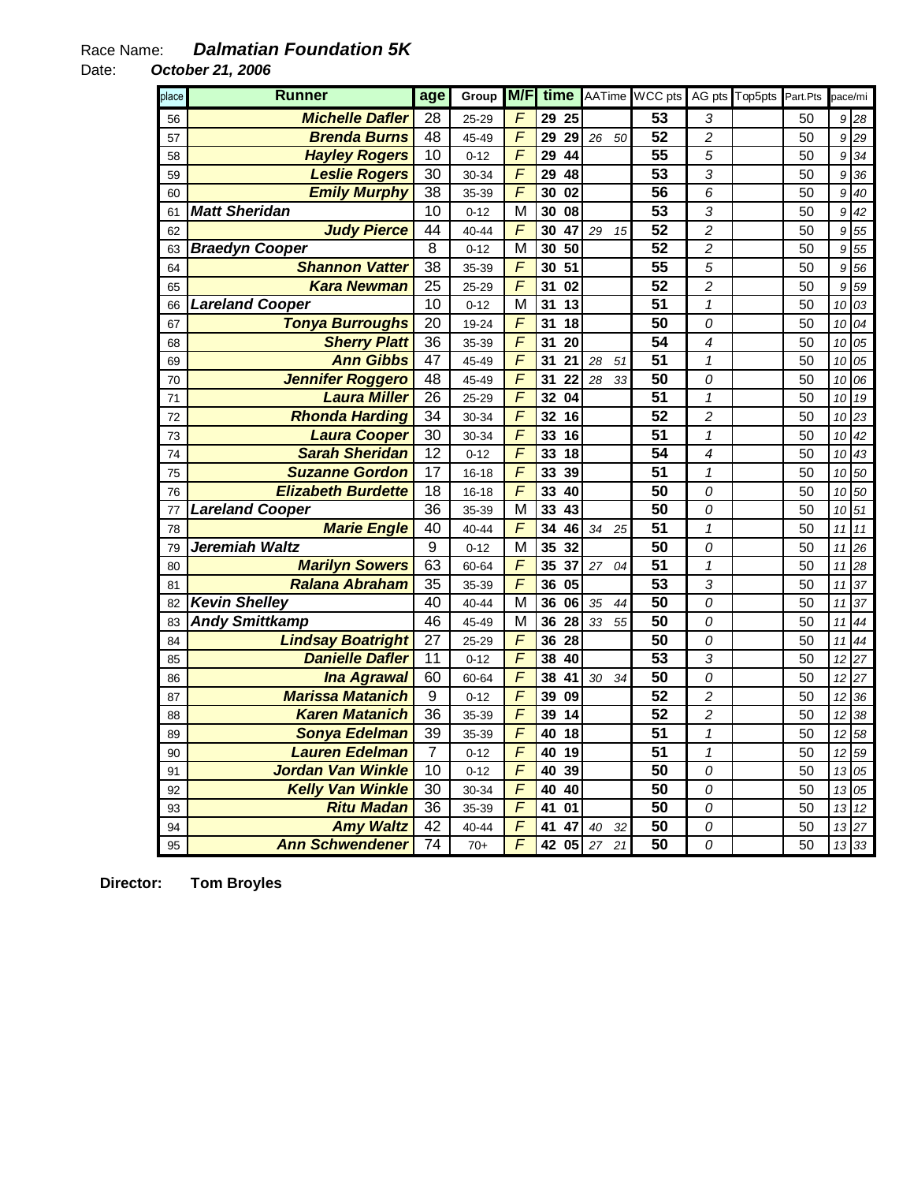Race Name: ***Dalmatian Foundation 5K***

Date: ***October 21, 2006***

| place | Runner | age | Group | M/F | time | | AATime | | WCC pts | AG pts | Top5pts | Part.Pts | pace/mi | |
|---|---|---|---|---|---|---|---|---|---|---|---|---|---|---|
| 56 | Michelle Dafler | 28 | 25-29 | F | 29 | 25 | | | 53 | 3 | | 50 | 9 | 28 |
| 57 | Brenda Burns | 48 | 45-49 | F | 29 | 29 | 26 | 50 | 52 | 2 | | 50 | 9 | 29 |
| 58 | Hayley Rogers | 10 | 0-12 | F | 29 | 44 | | | 55 | 5 | | 50 | 9 | 34 |
| 59 | Leslie Rogers | 30 | 30-34 | F | 29 | 48 | | | 53 | 3 | | 50 | 9 | 36 |
| 60 | Emily Murphy | 38 | 35-39 | F | 30 | 02 | | | 56 | 6 | | 50 | 9 | 40 |
| 61 | Matt Sheridan | 10 | 0-12 | M | 30 | 08 | | | 53 | 3 | | 50 | 9 | 42 |
| 62 | Judy Pierce | 44 | 40-44 | F | 30 | 47 | 29 | 15 | 52 | 2 | | 50 | 9 | 55 |
| 63 | Braedyn Cooper | 8 | 0-12 | M | 30 | 50 | | | 52 | 2 | | 50 | 9 | 55 |
| 64 | Shannon Vatter | 38 | 35-39 | F | 30 | 51 | | | 55 | 5 | | 50 | 9 | 56 |
| 65 | Kara Newman | 25 | 25-29 | F | 31 | 02 | | | 52 | 2 | | 50 | 9 | 59 |
| 66 | Lareland Cooper | 10 | 0-12 | M | 31 | 13 | | | 51 | 1 | | 50 | 10 | 03 |
| 67 | Tonya Burroughs | 20 | 19-24 | F | 31 | 18 | | | 50 | 0 | | 50 | 10 | 04 |
| 68 | Sherry Platt | 36 | 35-39 | F | 31 | 20 | | | 54 | 4 | | 50 | 10 | 05 |
| 69 | Ann Gibbs | 47 | 45-49 | F | 31 | 21 | 28 | 51 | 51 | 1 | | 50 | 10 | 05 |
| 70 | Jennifer Roggero | 48 | 45-49 | F | 31 | 22 | 28 | 33 | 50 | 0 | | 50 | 10 | 06 |
| 71 | Laura Miller | 26 | 25-29 | F | 32 | 04 | | | 51 | 1 | | 50 | 10 | 19 |
| 72 | Rhonda Harding | 34 | 30-34 | F | 32 | 16 | | | 52 | 2 | | 50 | 10 | 23 |
| 73 | Laura Cooper | 30 | 30-34 | F | 33 | 16 | | | 51 | 1 | | 50 | 10 | 42 |
| 74 | Sarah Sheridan | 12 | 0-12 | F | 33 | 18 | | | 54 | 4 | | 50 | 10 | 43 |
| 75 | Suzanne Gordon | 17 | 16-18 | F | 33 | 39 | | | 51 | 1 | | 50 | 10 | 50 |
| 76 | Elizabeth Burdette | 18 | 16-18 | F | 33 | 40 | | | 50 | 0 | | 50 | 10 | 50 |
| 77 | Lareland Cooper | 36 | 35-39 | M | 33 | 43 | | | 50 | 0 | | 50 | 10 | 51 |
| 78 | Marie Engle | 40 | 40-44 | F | 34 | 46 | 34 | 25 | 51 | 1 | | 50 | 11 | 11 |
| 79 | Jeremiah Waltz | 9 | 0-12 | M | 35 | 32 | | | 50 | 0 | | 50 | 11 | 26 |
| 80 | Marilyn Sowers | 63 | 60-64 | F | 35 | 37 | 27 | 04 | 51 | 1 | | 50 | 11 | 28 |
| 81 | Ralana Abraham | 35 | 35-39 | F | 36 | 05 | | | 53 | 3 | | 50 | 11 | 37 |
| 82 | Kevin Shelley | 40 | 40-44 | M | 36 | 06 | 35 | 44 | 50 | 0 | | 50 | 11 | 37 |
| 83 | Andy Smittkamp | 46 | 45-49 | M | 36 | 28 | 33 | 55 | 50 | 0 | | 50 | 11 | 44 |
| 84 | Lindsay Boatright | 27 | 25-29 | F | 36 | 28 | | | 50 | 0 | | 50 | 11 | 44 |
| 85 | Danielle Dafler | 11 | 0-12 | F | 38 | 40 | | | 53 | 3 | | 50 | 12 | 27 |
| 86 | Ina Agrawal | 60 | 60-64 | F | 38 | 41 | 30 | 34 | 50 | 0 | | 50 | 12 | 27 |
| 87 | Marissa Matanich | 9 | 0-12 | F | 39 | 09 | | | 52 | 2 | | 50 | 12 | 36 |
| 88 | Karen Matanich | 36 | 35-39 | F | 39 | 14 | | | 52 | 2 | | 50 | 12 | 38 |
| 89 | Sonya Edelman | 39 | 35-39 | F | 40 | 18 | | | 51 | 1 | | 50 | 12 | 58 |
| 90 | Lauren Edelman | 7 | 0-12 | F | 40 | 19 | | | 51 | 1 | | 50 | 12 | 59 |
| 91 | Jordan Van Winkle | 10 | 0-12 | F | 40 | 39 | | | 50 | 0 | | 50 | 13 | 05 |
| 92 | Kelly Van Winkle | 30 | 30-34 | F | 40 | 40 | | | 50 | 0 | | 50 | 13 | 05 |
| 93 | Ritu Madan | 36 | 35-39 | F | 41 | 01 | | | 50 | 0 | | 50 | 13 | 12 |
| 94 | Amy Waltz | 42 | 40-44 | F | 41 | 47 | 40 | 32 | 50 | 0 | | 50 | 13 | 27 |
| 95 | Ann Schwendener | 74 | 70+ | F | 42 | 05 | 27 | 21 | 50 | 0 | | 50 | 13 | 33 |

**Director: Tom Broyles**